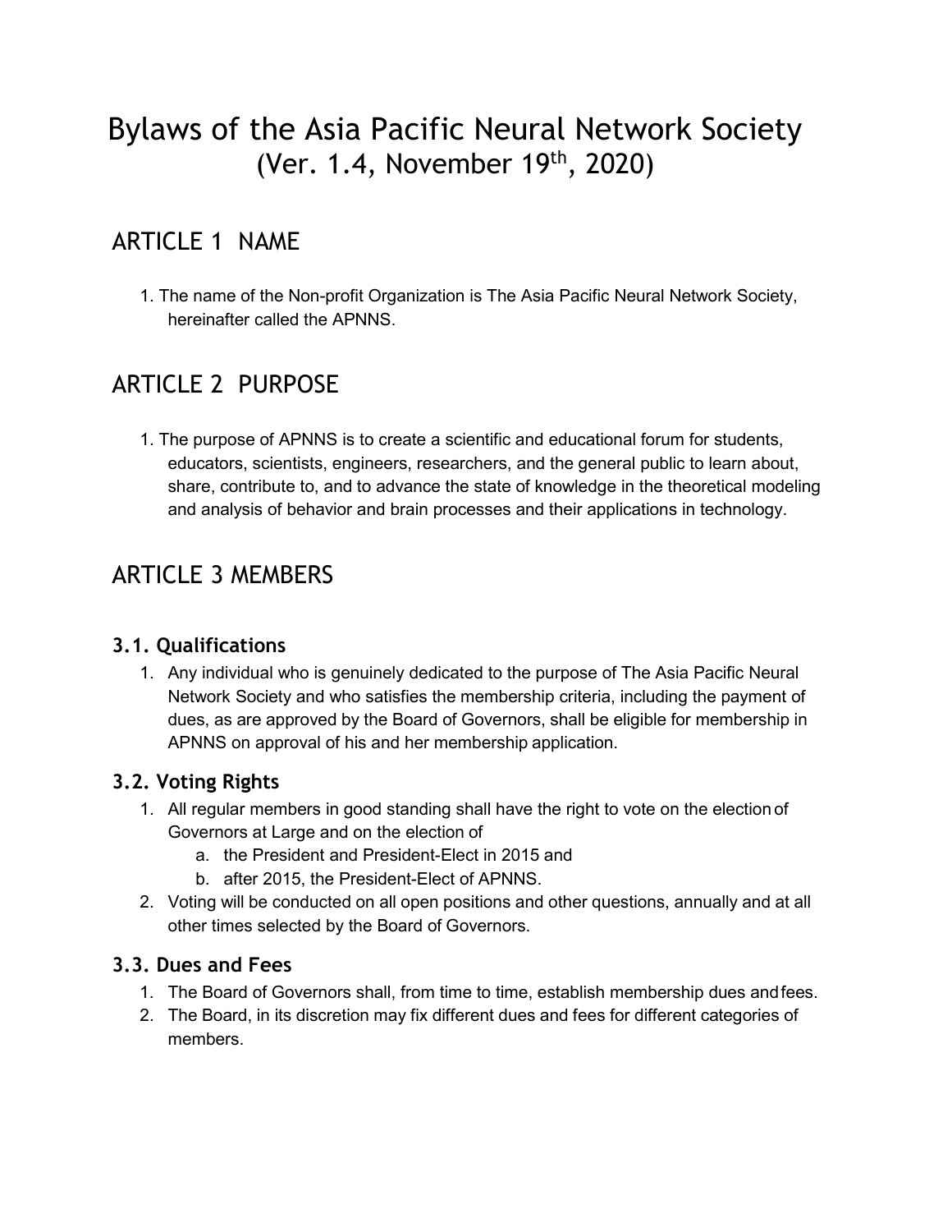# Bylaws of the Asia Pacific Neural Network Society
(Ver. 1.4, November 19th, 2020)

## ARTICLE 1 NAME

1. The name of the Non-profit Organization is The Asia Pacific Neural Network Society, hereinafter called the APNNS.

## ARTICLE 2 PURPOSE

1. The purpose of APNNS is to create a scientific and educational forum for students, educators, scientists, engineers, researchers, and the general public to learn about, share, contribute to, and to advance the state of knowledge in the theoretical modeling and analysis of behavior and brain processes and their applications in technology.

## ARTICLE 3 MEMBERS

### 3.1. Qualifications

1. Any individual who is genuinely dedicated to the purpose of The Asia Pacific Neural Network Society and who satisfies the membership criteria, including the payment of dues, as are approved by the Board of Governors, shall be eligible for membership in APNNS on approval of his and her membership application.

### 3.2. Voting Rights

1. All regular members in good standing shall have the right to vote on the election of Governors at Large and on the election of
   a. the President and President-Elect in 2015 and
   b. after 2015, the President-Elect of APNNS.
2. Voting will be conducted on all open positions and other questions, annually and at all other times selected by the Board of Governors.

### 3.3. Dues and Fees

1. The Board of Governors shall, from time to time, establish membership dues and fees.
2. The Board, in its discretion may fix different dues and fees for different categories of members.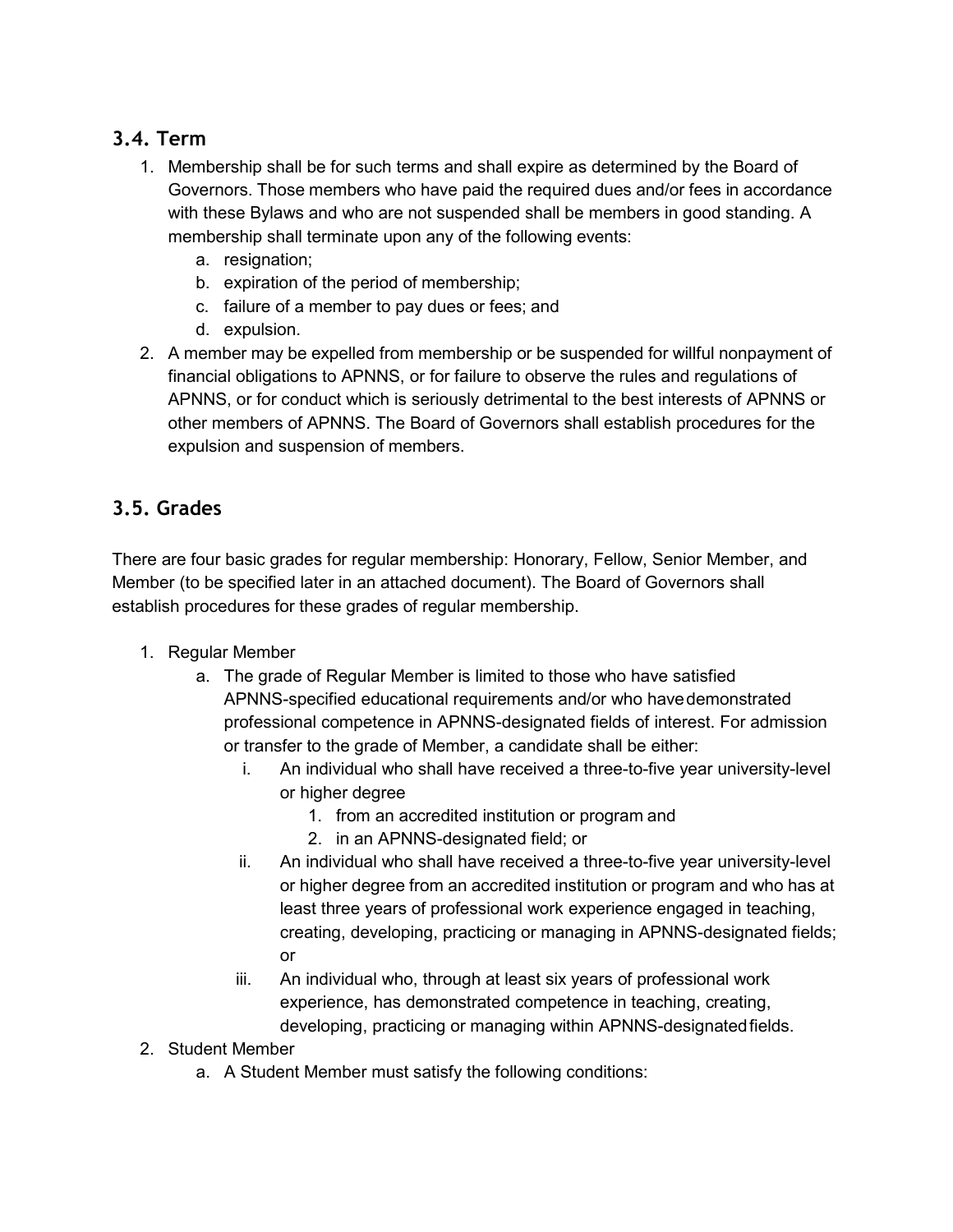## 3.4. Term

1. Membership shall be for such terms and shall expire as determined by the Board of Governors. Those members who have paid the required dues and/or fees in accordance with these Bylaws and who are not suspended shall be members in good standing. A membership shall terminate upon any of the following events:
    a. resignation;
    b. expiration of the period of membership;
    c. failure of a member to pay dues or fees; and
    d. expulsion.
2. A member may be expelled from membership or be suspended for willful nonpayment of financial obligations to APNNS, or for failure to observe the rules and regulations of APNNS, or for conduct which is seriously detrimental to the best interests of APNNS or other members of APNNS. The Board of Governors shall establish procedures for the expulsion and suspension of members.

## 3.5. Grades

There are four basic grades for regular membership: Honorary, Fellow, Senior Member, and Member (to be specified later in an attached document). The Board of Governors shall establish procedures for these grades of regular membership.

1. Regular Member
    a. The grade of Regular Member is limited to those who have satisfied APNNS-specified educational requirements and/or who have demonstrated professional competence in APNNS-designated fields of interest. For admission or transfer to the grade of Member, a candidate shall be either:
        i. An individual who shall have received a three-to-five year university-level or higher degree
            1. from an accredited institution or program and
            2. in an APNNS-designated field; or
        ii. An individual who shall have received a three-to-five year university-level or higher degree from an accredited institution or program and who has at least three years of professional work experience engaged in teaching, creating, developing, practicing or managing in APNNS-designated fields; or
        iii. An individual who, through at least six years of professional work experience, has demonstrated competence in teaching, creating, developing, practicing or managing within APNNS-designated fields.
2. Student Member
    a. A Student Member must satisfy the following conditions: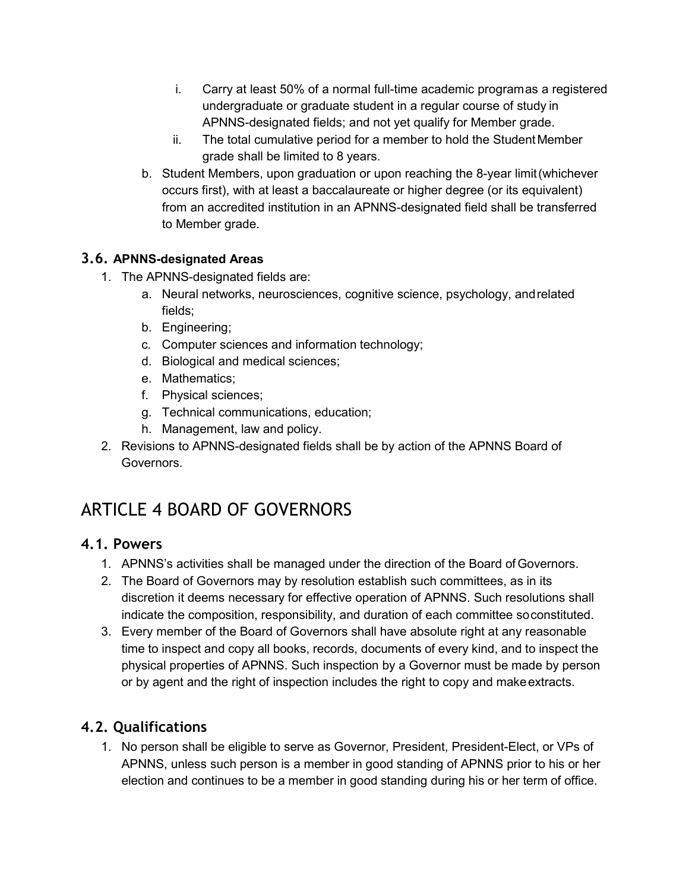i. Carry at least 50% of a normal full-time academic programas a registered undergraduate or graduate student in a regular course of study in APNNS-designated fields; and not yet qualify for Member grade.
   ii. The total cumulative period for a member to hold the Student Member grade shall be limited to 8 years.

b. Student Members, upon graduation or upon reaching the 8-year limit (whichever occurs first), with at least a baccalaureate or higher degree (or its equivalent) from an accredited institution in an APNNS-designated field shall be transferred to Member grade.

### 3.6. APNNS-designated Areas

1. The APNNS-designated fields are:
   a. Neural networks, neurosciences, cognitive science, psychology, and related fields;
   b. Engineering;
   c. Computer sciences and information technology;
   d. Biological and medical sciences;
   e. Mathematics;
   f. Physical sciences;
   g. Technical communications, education;
   h. Management, law and policy.
2. Revisions to APNNS-designated fields shall be by action of the APNNS Board of Governors.

## ARTICLE 4 BOARD OF GOVERNORS

### 4.1. Powers

1. APNNS's activities shall be managed under the direction of the Board of Governors.
2. The Board of Governors may by resolution establish such committees, as in its discretion it deems necessary for effective operation of APNNS. Such resolutions shall indicate the composition, responsibility, and duration of each committee so constituted.
3. Every member of the Board of Governors shall have absolute right at any reasonable time to inspect and copy all books, records, documents of every kind, and to inspect the physical properties of APNNS. Such inspection by a Governor must be made by person or by agent and the right of inspection includes the right to copy and make extracts.

### 4.2. Qualifications

1. No person shall be eligible to serve as Governor, President, President-Elect, or VPs of APNNS, unless such person is a member in good standing of APNNS prior to his or her election and continues to be a member in good standing during his or her term of office.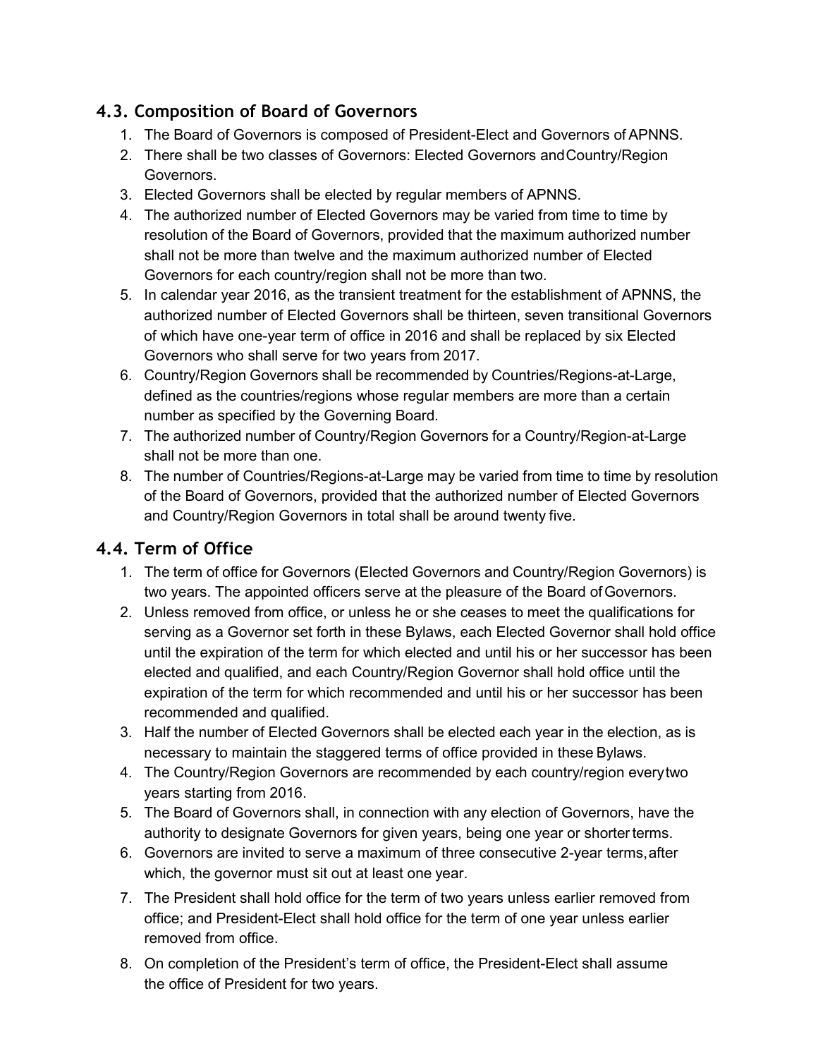## 4.3. Composition of Board of Governors

1. The Board of Governors is composed of President-Elect and Governors of APNNS.
2. There shall be two classes of Governors: Elected Governors and Country/Region Governors.
3. Elected Governors shall be elected by regular members of APNNS.
4. The authorized number of Elected Governors may be varied from time to time by resolution of the Board of Governors, provided that the maximum authorized number shall not be more than twelve and the maximum authorized number of Elected Governors for each country/region shall not be more than two.
5. In calendar year 2016, as the transient treatment for the establishment of APNNS, the authorized number of Elected Governors shall be thirteen, seven transitional Governors of which have one-year term of office in 2016 and shall be replaced by six Elected Governors who shall serve for two years from 2017.
6. Country/Region Governors shall be recommended by Countries/Regions-at-Large, defined as the countries/regions whose regular members are more than a certain number as specified by the Governing Board.
7. The authorized number of Country/Region Governors for a Country/Region-at-Large shall not be more than one.
8. The number of Countries/Regions-at-Large may be varied from time to time by resolution of the Board of Governors, provided that the authorized number of Elected Governors and Country/Region Governors in total shall be around twenty five.

## 4.4. Term of Office

1. The term of office for Governors (Elected Governors and Country/Region Governors) is two years. The appointed officers serve at the pleasure of the Board of Governors.
2. Unless removed from office, or unless he or she ceases to meet the qualifications for serving as a Governor set forth in these Bylaws, each Elected Governor shall hold office until the expiration of the term for which elected and until his or her successor has been elected and qualified, and each Country/Region Governor shall hold office until the expiration of the term for which recommended and until his or her successor has been recommended and qualified.
3. Half the number of Elected Governors shall be elected each year in the election, as is necessary to maintain the staggered terms of office provided in these Bylaws.
4. The Country/Region Governors are recommended by each country/region every two years starting from 2016.
5. The Board of Governors shall, in connection with any election of Governors, have the authority to designate Governors for given years, being one year or shorter terms.
6. Governors are invited to serve a maximum of three consecutive 2-year terms, after which, the governor must sit out at least one year.
7. The President shall hold office for the term of two years unless earlier removed from office; and President-Elect shall hold office for the term of one year unless earlier removed from office.
8. On completion of the President's term of office, the President-Elect shall assume the office of President for two years.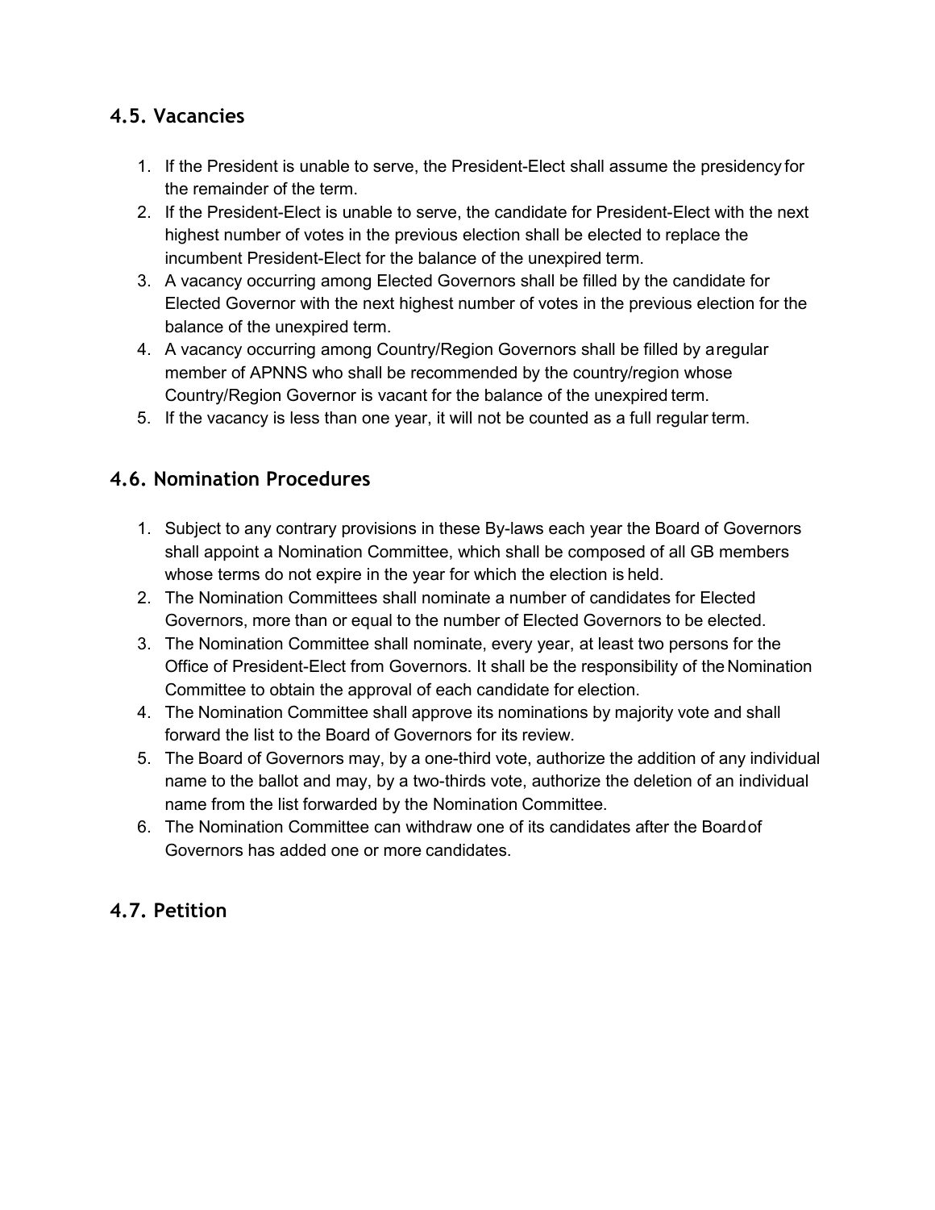## 4.5. Vacancies

1. If the President is unable to serve, the President-Elect shall assume the presidency for the remainder of the term.
2. If the President-Elect is unable to serve, the candidate for President-Elect with the next highest number of votes in the previous election shall be elected to replace the incumbent President-Elect for the balance of the unexpired term.
3. A vacancy occurring among Elected Governors shall be filled by the candidate for Elected Governor with the next highest number of votes in the previous election for the balance of the unexpired term.
4. A vacancy occurring among Country/Region Governors shall be filled by a regular member of APNNS who shall be recommended by the country/region whose Country/Region Governor is vacant for the balance of the unexpired term.
5. If the vacancy is less than one year, it will not be counted as a full regular term.

## 4.6. Nomination Procedures

1. Subject to any contrary provisions in these By-laws each year the Board of Governors shall appoint a Nomination Committee, which shall be composed of all GB members whose terms do not expire in the year for which the election is held.
2. The Nomination Committees shall nominate a number of candidates for Elected Governors, more than or equal to the number of Elected Governors to be elected.
3. The Nomination Committee shall nominate, every year, at least two persons for the Office of President-Elect from Governors. It shall be the responsibility of the Nomination Committee to obtain the approval of each candidate for election.
4. The Nomination Committee shall approve its nominations by majority vote and shall forward the list to the Board of Governors for its review.
5. The Board of Governors may, by a one-third vote, authorize the addition of any individual name to the ballot and may, by a two-thirds vote, authorize the deletion of an individual name from the list forwarded by the Nomination Committee.
6. The Nomination Committee can withdraw one of its candidates after the Board of Governors has added one or more candidates.

## 4.7. Petition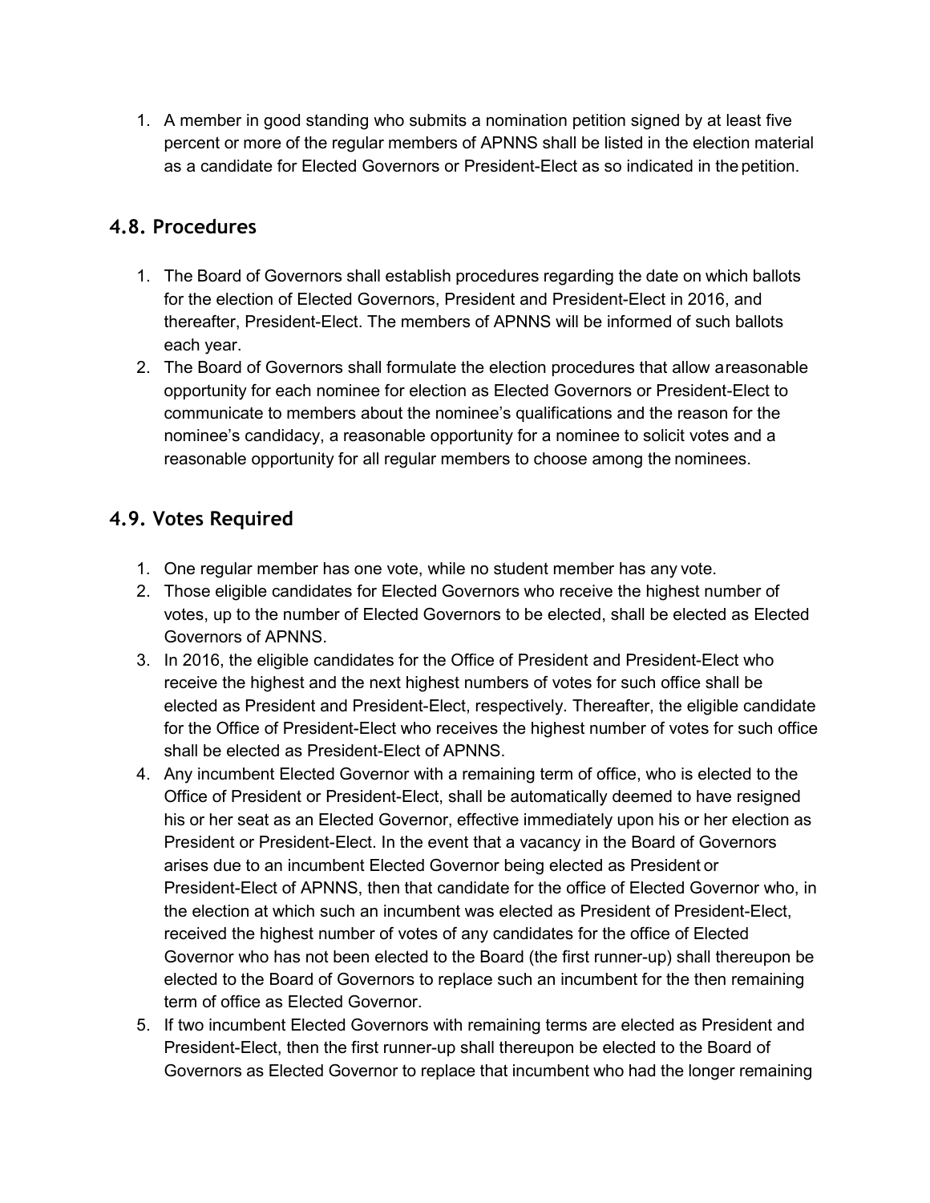1. A member in good standing who submits a nomination petition signed by at least five percent or more of the regular members of APNNS shall be listed in the election material as a candidate for Elected Governors or President-Elect as so indicated in the petition.

## 4.8. Procedures

1. The Board of Governors shall establish procedures regarding the date on which ballots for the election of Elected Governors, President and President-Elect in 2016, and thereafter, President-Elect. The members of APNNS will be informed of such ballots each year.
2. The Board of Governors shall formulate the election procedures that allow a reasonable opportunity for each nominee for election as Elected Governors or President-Elect to communicate to members about the nominee's qualifications and the reason for the nominee's candidacy, a reasonable opportunity for a nominee to solicit votes and a reasonable opportunity for all regular members to choose among the nominees.

## 4.9. Votes Required

1. One regular member has one vote, while no student member has any vote.
2. Those eligible candidates for Elected Governors who receive the highest number of votes, up to the number of Elected Governors to be elected, shall be elected as Elected Governors of APNNS.
3. In 2016, the eligible candidates for the Office of President and President-Elect who receive the highest and the next highest numbers of votes for such office shall be elected as President and President-Elect, respectively. Thereafter, the eligible candidate for the Office of President-Elect who receives the highest number of votes for such office shall be elected as President-Elect of APNNS.
4. Any incumbent Elected Governor with a remaining term of office, who is elected to the Office of President or President-Elect, shall be automatically deemed to have resigned his or her seat as an Elected Governor, effective immediately upon his or her election as President or President-Elect. In the event that a vacancy in the Board of Governors arises due to an incumbent Elected Governor being elected as President or President-Elect of APNNS, then that candidate for the office of Elected Governor who, in the election at which such an incumbent was elected as President of President-Elect, received the highest number of votes of any candidates for the office of Elected Governor who has not been elected to the Board (the first runner-up) shall thereupon be elected to the Board of Governors to replace such an incumbent for the then remaining term of office as Elected Governor.
5. If two incumbent Elected Governors with remaining terms are elected as President and President-Elect, then the first runner-up shall thereupon be elected to the Board of Governors as Elected Governor to replace that incumbent who had the longer remaining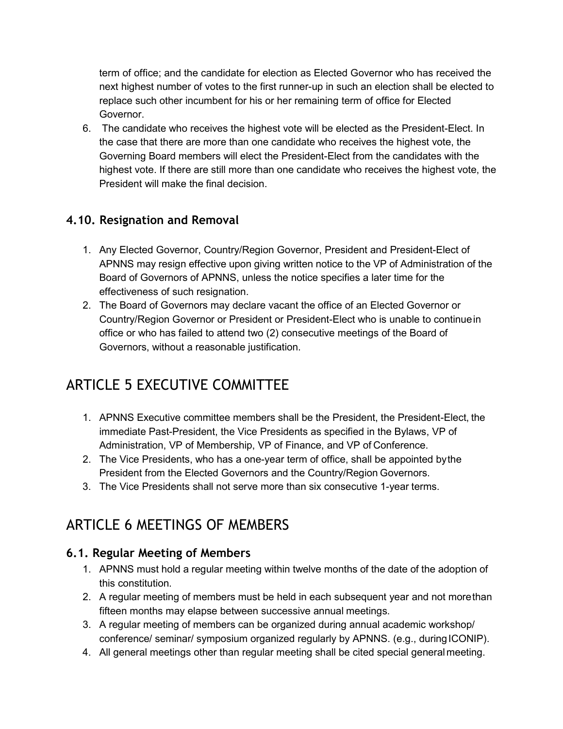term of office; and the candidate for election as Elected Governor who has received the next highest number of votes to the first runner-up in such an election shall be elected to replace such other incumbent for his or her remaining term of office for Elected Governor.

6. The candidate who receives the highest vote will be elected as the President-Elect. In the case that there are more than one candidate who receives the highest vote, the Governing Board members will elect the President-Elect from the candidates with the highest vote. If there are still more than one candidate who receives the highest vote, the President will make the final decision.

### 4.10. Resignation and Removal

1. Any Elected Governor, Country/Region Governor, President and President-Elect of APNNS may resign effective upon giving written notice to the VP of Administration of the Board of Governors of APNNS, unless the notice specifies a later time for the effectiveness of such resignation.
2. The Board of Governors may declare vacant the office of an Elected Governor or Country/Region Governor or President or President-Elect who is unable to continue in office or who has failed to attend two (2) consecutive meetings of the Board of Governors, without a reasonable justification.

## ARTICLE 5 EXECUTIVE COMMITTEE

1. APNNS Executive committee members shall be the President, the President-Elect, the immediate Past-President, the Vice Presidents as specified in the Bylaws, VP of Administration, VP of Membership, VP of Finance, and VP of Conference.
2. The Vice Presidents, who has a one-year term of office, shall be appointed by the President from the Elected Governors and the Country/Region Governors.
3. The Vice Presidents shall not serve more than six consecutive 1-year terms.

## ARTICLE 6 MEETINGS OF MEMBERS

### 6.1. Regular Meeting of Members

1. APNNS must hold a regular meeting within twelve months of the date of the adoption of this constitution.
2. A regular meeting of members must be held in each subsequent year and not more than fifteen months may elapse between successive annual meetings.
3. A regular meeting of members can be organized during annual academic workshop/ conference/ seminar/ symposium organized regularly by APNNS. (e.g., during ICONIP).
4. All general meetings other than regular meeting shall be cited special general meeting.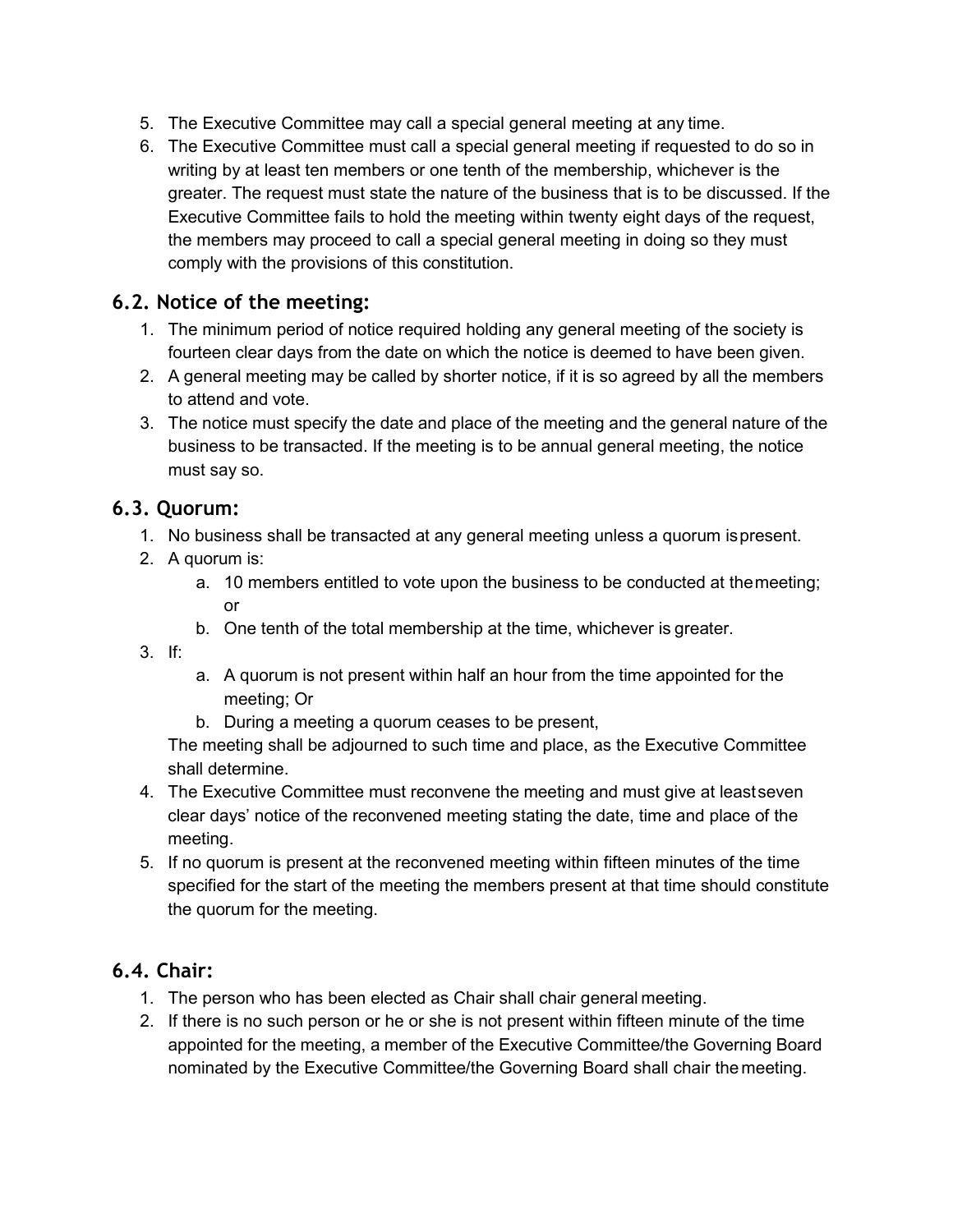5. The Executive Committee may call a special general meeting at any time.
6. The Executive Committee must call a special general meeting if requested to do so in writing by at least ten members or one tenth of the membership, whichever is the greater. The request must state the nature of the business that is to be discussed. If the Executive Committee fails to hold the meeting within twenty eight days of the request, the members may proceed to call a special general meeting in doing so they must comply with the provisions of this constitution.

### 6.2. Notice of the meeting:

1. The minimum period of notice required holding any general meeting of the society is fourteen clear days from the date on which the notice is deemed to have been given.
2. A general meeting may be called by shorter notice, if it is so agreed by all the members to attend and vote.
3. The notice must specify the date and place of the meeting and the general nature of the business to be transacted. If the meeting is to be annual general meeting, the notice must say so.

### 6.3. Quorum:

1. No business shall be transacted at any general meeting unless a quorum is present.
2. A quorum is:
    a. 10 members entitled to vote upon the business to be conducted at the meeting; or
    b. One tenth of the total membership at the time, whichever is greater.
3. If:
    a. A quorum is not present within half an hour from the time appointed for the meeting; Or
    b. During a meeting a quorum ceases to be present,

    The meeting shall be adjourned to such time and place, as the Executive Committee shall determine.
4. The Executive Committee must reconvene the meeting and must give at least seven clear days' notice of the reconvened meeting stating the date, time and place of the meeting.
5. If no quorum is present at the reconvened meeting within fifteen minutes of the time specified for the start of the meeting the members present at that time should constitute the quorum for the meeting.

### 6.4. Chair:

1. The person who has been elected as Chair shall chair general meeting.
2. If there is no such person or he or she is not present within fifteen minute of the time appointed for the meeting, a member of the Executive Committee/the Governing Board nominated by the Executive Committee/the Governing Board shall chair the meeting.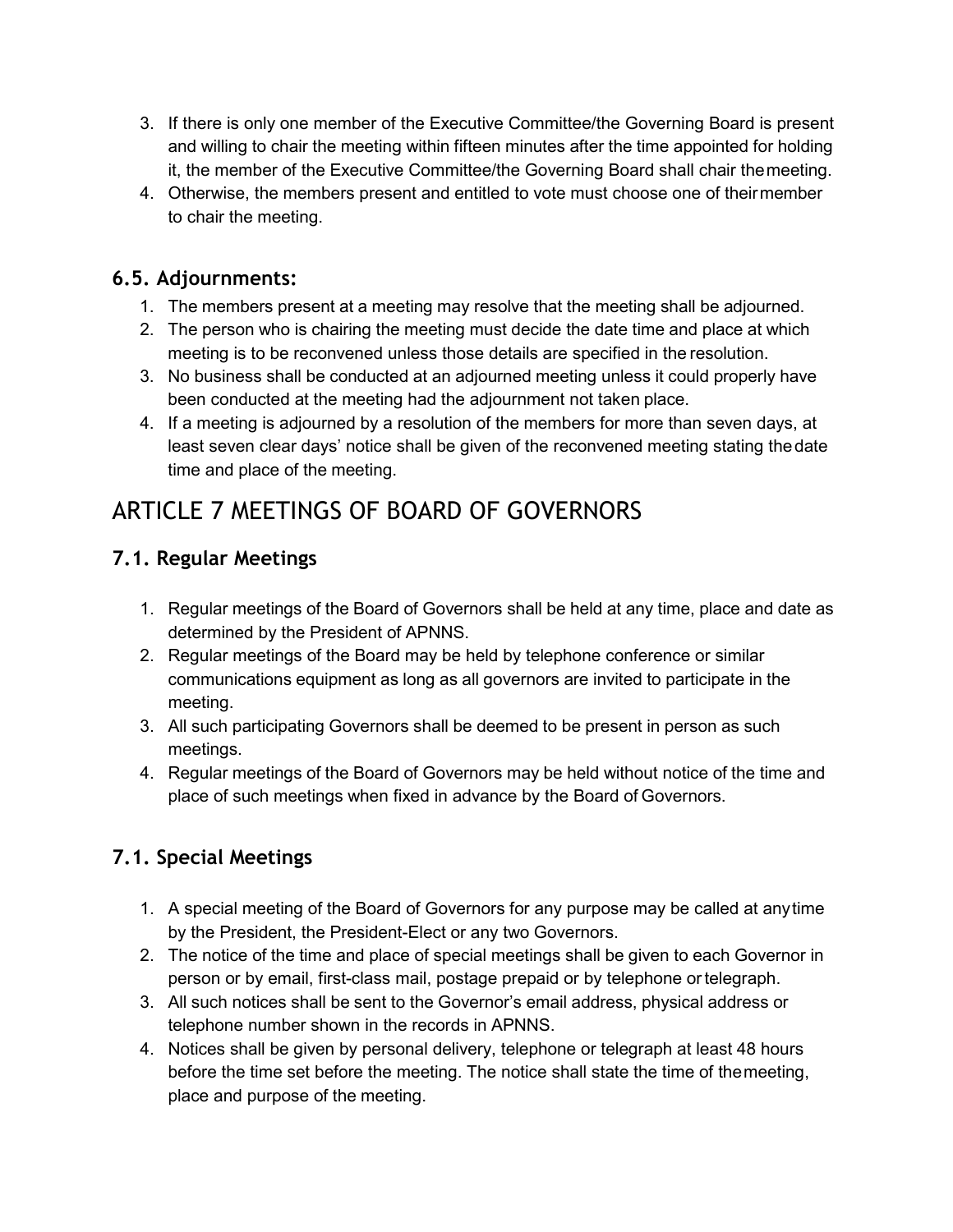3. If there is only one member of the Executive Committee/the Governing Board is present and willing to chair the meeting within fifteen minutes after the time appointed for holding it, the member of the Executive Committee/the Governing Board shall chair the meeting.
4. Otherwise, the members present and entitled to vote must choose one of their member to chair the meeting.

### 6.5. Adjournments:

1. The members present at a meeting may resolve that the meeting shall be adjourned.
2. The person who is chairing the meeting must decide the date time and place at which meeting is to be reconvened unless those details are specified in the resolution.
3. No business shall be conducted at an adjourned meeting unless it could properly have been conducted at the meeting had the adjournment not taken place.
4. If a meeting is adjourned by a resolution of the members for more than seven days, at least seven clear days' notice shall be given of the reconvened meeting stating the date time and place of the meeting.

## ARTICLE 7 MEETINGS OF BOARD OF GOVERNORS

### 7.1. Regular Meetings

1. Regular meetings of the Board of Governors shall be held at any time, place and date as determined by the President of APNNS.
2. Regular meetings of the Board may be held by telephone conference or similar communications equipment as long as all governors are invited to participate in the meeting.
3. All such participating Governors shall be deemed to be present in person as such meetings.
4. Regular meetings of the Board of Governors may be held without notice of the time and place of such meetings when fixed in advance by the Board of Governors.

### 7.1. Special Meetings

1. A special meeting of the Board of Governors for any purpose may be called at any time by the President, the President-Elect or any two Governors.
2. The notice of the time and place of special meetings shall be given to each Governor in person or by email, first-class mail, postage prepaid or by telephone or telegraph.
3. All such notices shall be sent to the Governor's email address, physical address or telephone number shown in the records in APNNS.
4. Notices shall be given by personal delivery, telephone or telegraph at least 48 hours before the time set before the meeting. The notice shall state the time of the meeting, place and purpose of the meeting.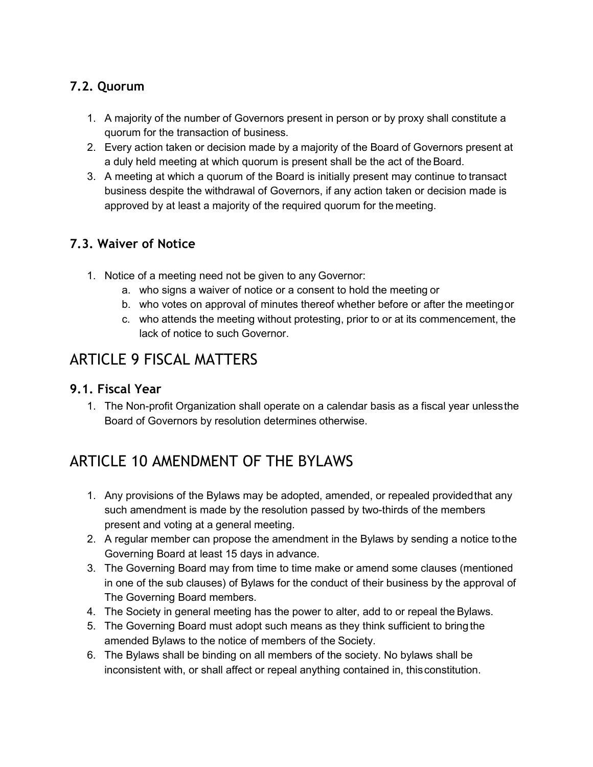### 7.2. Quorum

1. A majority of the number of Governors present in person or by proxy shall constitute a quorum for the transaction of business.
2. Every action taken or decision made by a majority of the Board of Governors present at a duly held meeting at which quorum is present shall be the act of the Board.
3. A meeting at which a quorum of the Board is initially present may continue to transact business despite the withdrawal of Governors, if any action taken or decision made is approved by at least a majority of the required quorum for the meeting.

### 7.3. Waiver of Notice

1. Notice of a meeting need not be given to any Governor:
   a. who signs a waiver of notice or a consent to hold the meeting or
   b. who votes on approval of minutes thereof whether before or after the meeting or
   c. who attends the meeting without protesting, prior to or at its commencement, the lack of notice to such Governor.

## ARTICLE 9 FISCAL MATTERS

### 9.1. Fiscal Year

1. The Non-profit Organization shall operate on a calendar basis as a fiscal year unless the Board of Governors by resolution determines otherwise.

## ARTICLE 10 AMENDMENT OF THE BYLAWS

1. Any provisions of the Bylaws may be adopted, amended, or repealed provided that any such amendment is made by the resolution passed by two-thirds of the members present and voting at a general meeting.
2. A regular member can propose the amendment in the Bylaws by sending a notice to the Governing Board at least 15 days in advance.
3. The Governing Board may from time to time make or amend some clauses (mentioned in one of the sub clauses) of Bylaws for the conduct of their business by the approval of The Governing Board members.
4. The Society in general meeting has the power to alter, add to or repeal the Bylaws.
5. The Governing Board must adopt such means as they think sufficient to bring the amended Bylaws to the notice of members of the Society.
6. The Bylaws shall be binding on all members of the society. No bylaws shall be inconsistent with, or shall affect or repeal anything contained in, this constitution.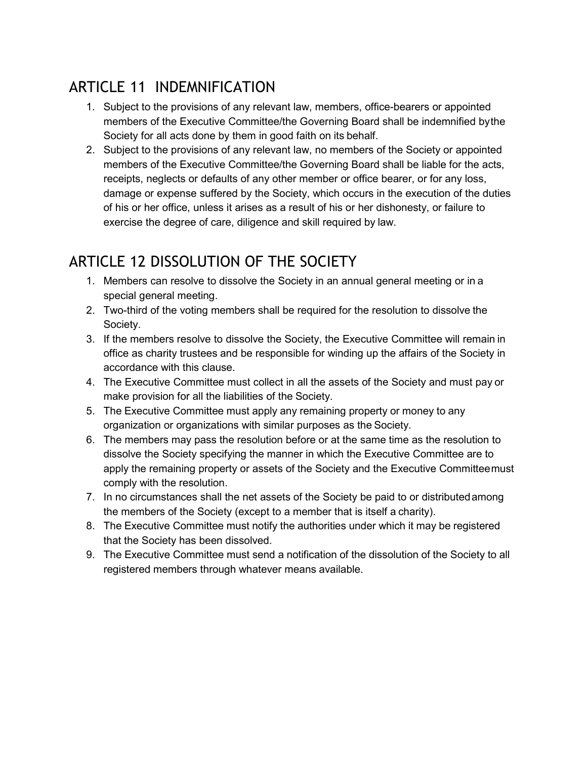## ARTICLE 11 INDEMNIFICATION

1. Subject to the provisions of any relevant law, members, office-bearers or appointed members of the Executive Committee/the Governing Board shall be indemnified by the Society for all acts done by them in good faith on its behalf.
2. Subject to the provisions of any relevant law, no members of the Society or appointed members of the Executive Committee/the Governing Board shall be liable for the acts, receipts, neglects or defaults of any other member or office bearer, or for any loss, damage or expense suffered by the Society, which occurs in the execution of the duties of his or her office, unless it arises as a result of his or her dishonesty, or failure to exercise the degree of care, diligence and skill required by law.

## ARTICLE 12 DISSOLUTION OF THE SOCIETY

1. Members can resolve to dissolve the Society in an annual general meeting or in a special general meeting.
2. Two-third of the voting members shall be required for the resolution to dissolve the Society.
3. If the members resolve to dissolve the Society, the Executive Committee will remain in office as charity trustees and be responsible for winding up the affairs of the Society in accordance with this clause.
4. The Executive Committee must collect in all the assets of the Society and must pay or make provision for all the liabilities of the Society.
5. The Executive Committee must apply any remaining property or money to any organization or organizations with similar purposes as the Society.
6. The members may pass the resolution before or at the same time as the resolution to dissolve the Society specifying the manner in which the Executive Committee are to apply the remaining property or assets of the Society and the Executive Committee must comply with the resolution.
7. In no circumstances shall the net assets of the Society be paid to or distributed among the members of the Society (except to a member that is itself a charity).
8. The Executive Committee must notify the authorities under which it may be registered that the Society has been dissolved.
9. The Executive Committee must send a notification of the dissolution of the Society to all registered members through whatever means available.